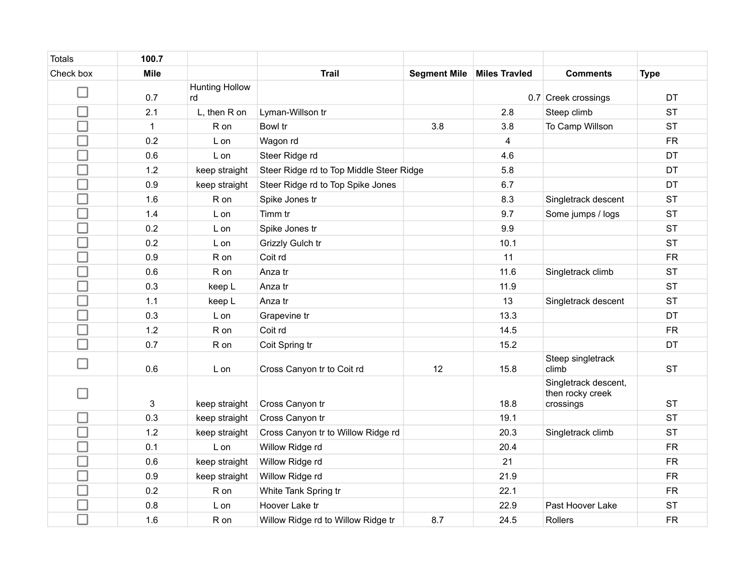| Totals | 100.7 | | | | | | |
|---|---|---|---|---|---|---|---|
| Check box | Mile | | Trail | Segment Mile | Miles Travled | Comments | Type |
| ☐ | 0.7 | Hunting Hollow rd | | | 0.7 | Creek crossings | DT |
| ☐ | 2.1 | L, then R on | Lyman-Willson tr | | 2.8 | Steep climb | ST |
| ☐ | 1 | R on | Bowl tr | 3.8 | 3.8 | To Camp Willson | ST |
| ☐ | 0.2 | L on | Wagon rd | | 4 | | FR |
| ☐ | 0.6 | L on | Steer Ridge rd | | 4.6 | | DT |
| ☐ | 1.2 | keep straight | Steer Ridge rd to Top Middle Steer Ridge | | 5.8 | | DT |
| ☐ | 0.9 | keep straight | Steer Ridge rd to Top Spike Jones | | 6.7 | | DT |
| ☐ | 1.6 | R on | Spike Jones tr | | 8.3 | Singletrack descent | ST |
| ☐ | 1.4 | L on | Timm tr | | 9.7 | Some jumps / logs | ST |
| ☐ | 0.2 | L on | Spike Jones tr | | 9.9 | | ST |
| ☐ | 0.2 | L on | Grizzly Gulch tr | | 10.1 | | ST |
| ☐ | 0.9 | R on | Coit rd | | 11 | | FR |
| ☐ | 0.6 | R on | Anza tr | | 11.6 | Singletrack climb | ST |
| ☐ | 0.3 | keep L | Anza tr | | 11.9 | | ST |
| ☐ | 1.1 | keep L | Anza tr | | 13 | Singletrack descent | ST |
| ☐ | 0.3 | L on | Grapevine tr | | 13.3 | | DT |
| ☐ | 1.2 | R on | Coit rd | | 14.5 | | FR |
| ☐ | 0.7 | R on | Coit Spring tr | | 15.2 | | DT |
| ☐ | 0.6 | L on | Cross Canyon tr to Coit rd | 12 | 15.8 | Steep singletrack climb | ST |
| ☐ | 3 | keep straight | Cross Canyon tr | | 18.8 | Singletrack descent, then rocky creek crossings | ST |
| ☐ | 0.3 | keep straight | Cross Canyon tr | | 19.1 | | ST |
| ☐ | 1.2 | keep straight | Cross Canyon tr to Willow Ridge rd | | 20.3 | Singletrack climb | ST |
| ☐ | 0.1 | L on | Willow Ridge rd | | 20.4 | | FR |
| ☐ | 0.6 | keep straight | Willow Ridge rd | | 21 | | FR |
| ☐ | 0.9 | keep straight | Willow Ridge rd | | 21.9 | | FR |
| ☐ | 0.2 | R on | White Tank Spring tr | | 22.1 | | FR |
| ☐ | 0.8 | L on | Hoover Lake tr | | 22.9 | Past Hoover Lake | ST |
| ☐ | 1.6 | R on | Willow Ridge rd to Willow Ridge tr | 8.7 | 24.5 | Rollers | FR |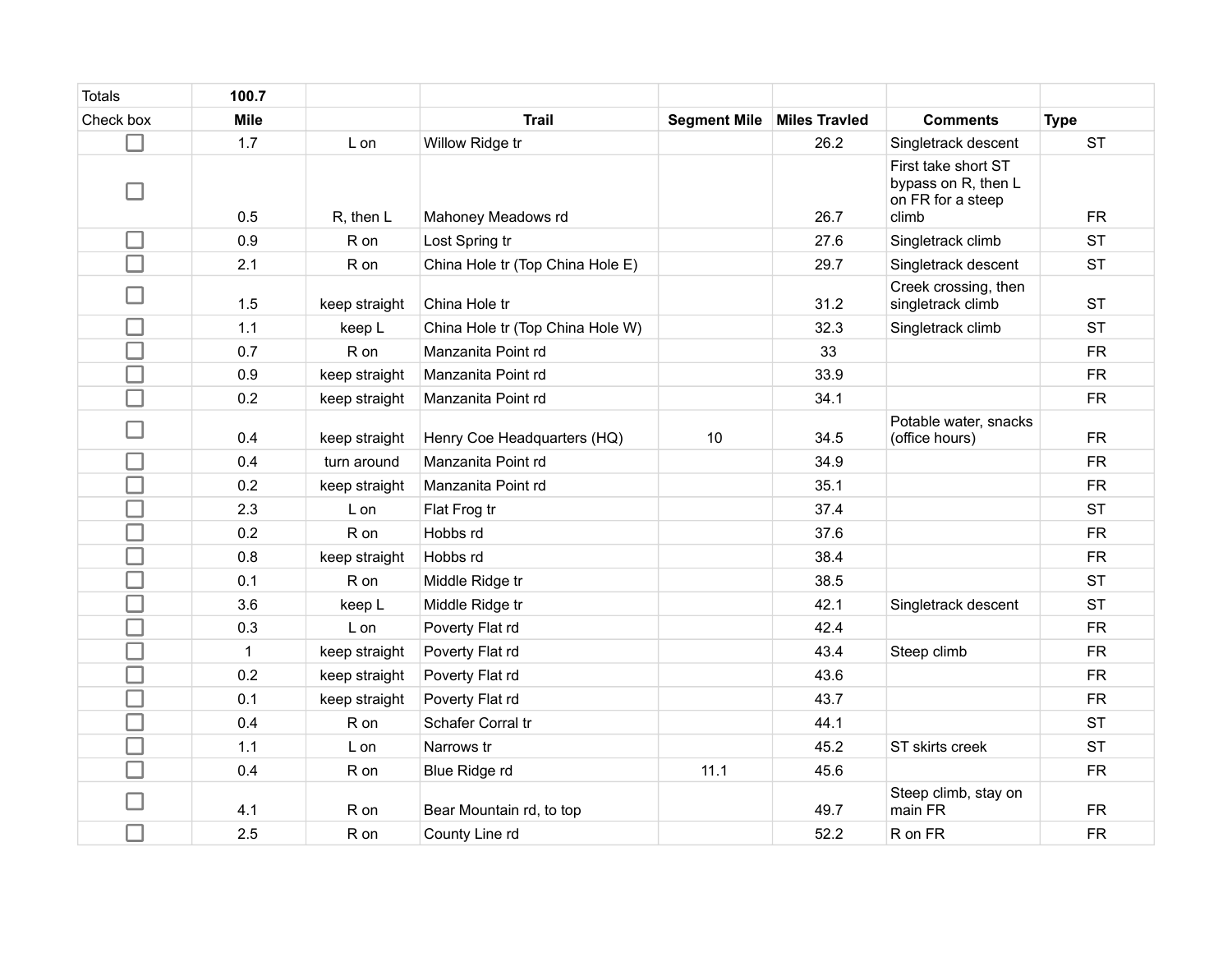| Totals | 100.7 | | | | | | |
|---|---|---|---|---|---|---|---|
| Check box | Mile | | Trail | Segment Mile | Miles Travled | Comments | Type |
| ☐ | 1.7 | L on | Willow Ridge tr | | 26.2 | Singletrack descent | ST |
| ☐ | 0.5 | R, then L | Mahoney Meadows rd | | 26.7 | First take short ST bypass on R, then L on FR for a steep climb | FR |
| ☐ | 0.9 | R on | Lost Spring tr | | 27.6 | Singletrack climb | ST |
| ☐ | 2.1 | R on | China Hole tr (Top China Hole E) | | 29.7 | Singletrack descent | ST |
| ☐ | 1.5 | keep straight | China Hole tr | | 31.2 | Creek crossing, then singletrack climb | ST |
| ☐ | 1.1 | keep L | China Hole tr (Top China Hole W) | | 32.3 | Singletrack climb | ST |
| ☐ | 0.7 | R on | Manzanita Point rd | | 33 | | FR |
| ☐ | 0.9 | keep straight | Manzanita Point rd | | 33.9 | | FR |
| ☐ | 0.2 | keep straight | Manzanita Point rd | | 34.1 | | FR |
| ☐ | 0.4 | keep straight | Henry Coe Headquarters (HQ) | 10 | 34.5 | Potable water, snacks (office hours) | FR |
| ☐ | 0.4 | turn around | Manzanita Point rd | | 34.9 | | FR |
| ☐ | 0.2 | keep straight | Manzanita Point rd | | 35.1 | | FR |
| ☐ | 2.3 | L on | Flat Frog tr | | 37.4 | | ST |
| ☐ | 0.2 | R on | Hobbs rd | | 37.6 | | FR |
| ☐ | 0.8 | keep straight | Hobbs rd | | 38.4 | | FR |
| ☐ | 0.1 | R on | Middle Ridge tr | | 38.5 | | ST |
| ☐ | 3.6 | keep L | Middle Ridge tr | | 42.1 | Singletrack descent | ST |
| ☐ | 0.3 | L on | Poverty Flat rd | | 42.4 | | FR |
| ☐ | 1 | keep straight | Poverty Flat rd | | 43.4 | Steep climb | FR |
| ☐ | 0.2 | keep straight | Poverty Flat rd | | 43.6 | | FR |
| ☐ | 0.1 | keep straight | Poverty Flat rd | | 43.7 | | FR |
| ☐ | 0.4 | R on | Schafer Corral tr | | 44.1 | | ST |
| ☐ | 1.1 | L on | Narrows tr | | 45.2 | ST skirts creek | ST |
| ☐ | 0.4 | R on | Blue Ridge rd | 11.1 | 45.6 | | FR |
| ☐ | 4.1 | R on | Bear Mountain rd, to top | | 49.7 | Steep climb, stay on main FR | FR |
| ☐ | 2.5 | R on | County Line rd | | 52.2 | R on FR | FR |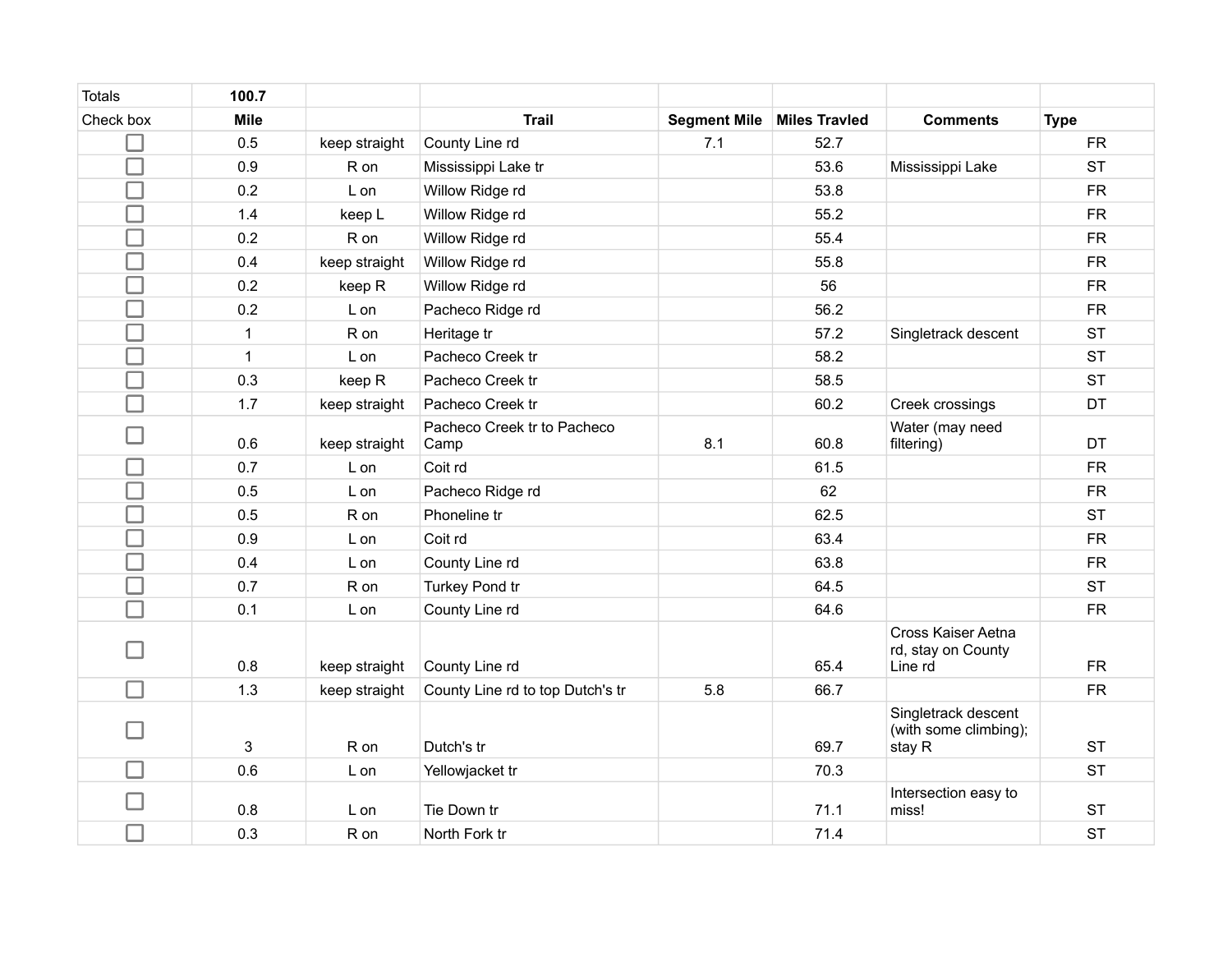| Totals | 100.7 | | | | | | |
|---|---|---|---|---|---|---|---|
| Check box | Mile | | Trail | Segment Mile | Miles Travled | Comments | Type |
| ☐ | 0.5 | keep straight | County Line rd | 7.1 | 52.7 | | FR |
| ☐ | 0.9 | R on | Mississippi Lake tr | | 53.6 | Mississippi Lake | ST |
| ☐ | 0.2 | L on | Willow Ridge rd | | 53.8 | | FR |
| ☐ | 1.4 | keep L | Willow Ridge rd | | 55.2 | | FR |
| ☐ | 0.2 | R on | Willow Ridge rd | | 55.4 | | FR |
| ☐ | 0.4 | keep straight | Willow Ridge rd | | 55.8 | | FR |
| ☐ | 0.2 | keep R | Willow Ridge rd | | 56 | | FR |
| ☐ | 0.2 | L on | Pacheco Ridge rd | | 56.2 | | FR |
| ☐ | 1 | R on | Heritage tr | | 57.2 | Singletrack descent | ST |
| ☐ | 1 | L on | Pacheco Creek tr | | 58.2 | | ST |
| ☐ | 0.3 | keep R | Pacheco Creek tr | | 58.5 | | ST |
| ☐ | 1.7 | keep straight | Pacheco Creek tr | | 60.2 | Creek crossings | DT |
| ☐ | 0.6 | keep straight | Pacheco Creek tr to Pacheco Camp | 8.1 | 60.8 | Water (may need filtering) | DT |
| ☐ | 0.7 | L on | Coit rd | | 61.5 | | FR |
| ☐ | 0.5 | L on | Pacheco Ridge rd | | 62 | | FR |
| ☐ | 0.5 | R on | Phoneline tr | | 62.5 | | ST |
| ☐ | 0.9 | L on | Coit rd | | 63.4 | | FR |
| ☐ | 0.4 | L on | County Line rd | | 63.8 | | FR |
| ☐ | 0.7 | R on | Turkey Pond tr | | 64.5 | | ST |
| ☐ | 0.1 | L on | County Line rd | | 64.6 | | FR |
| ☐ | 0.8 | keep straight | County Line rd | | 65.4 | Cross Kaiser Aetna rd, stay on County Line rd | FR |
| ☐ | 1.3 | keep straight | County Line rd to top Dutch's tr | 5.8 | 66.7 | | FR |
| ☐ | 3 | R on | Dutch's tr | | 69.7 | Singletrack descent (with some climbing); stay R | ST |
| ☐ | 0.6 | L on | Yellowjacket tr | | 70.3 | | ST |
| ☐ | 0.8 | L on | Tie Down tr | | 71.1 | Intersection easy to miss! | ST |
| ☐ | 0.3 | R on | North Fork tr | | 71.4 | | ST |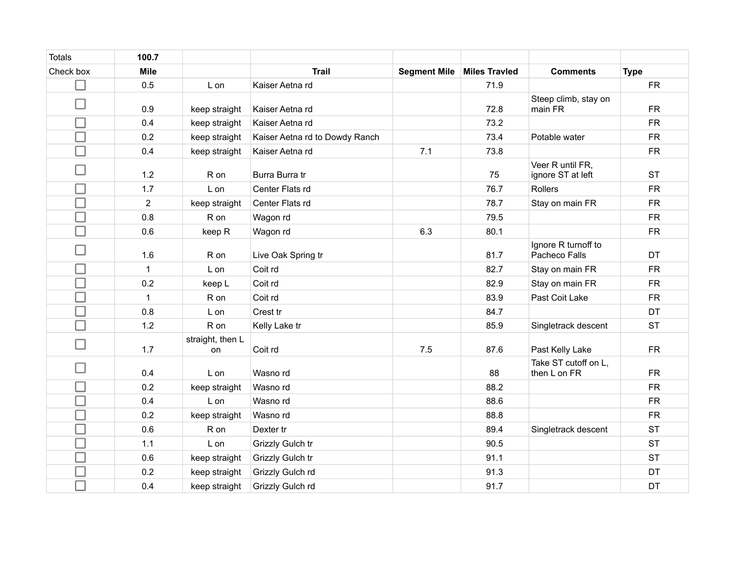| Totals | 100.7 | | | | | | |
|---|---|---|---|---|---|---|---|
| Check box | Mile | | Trail | Segment Mile | Miles Travled | Comments | Type |
| ☐ | 0.5 | L on | Kaiser Aetna rd | | 71.9 | | FR |
| ☐ | 0.9 | keep straight | Kaiser Aetna rd | | 72.8 | Steep climb, stay on main FR | FR |
| ☐ | 0.4 | keep straight | Kaiser Aetna rd | | 73.2 | | FR |
| ☐ | 0.2 | keep straight | Kaiser Aetna rd to Dowdy Ranch | | 73.4 | Potable water | FR |
| ☐ | 0.4 | keep straight | Kaiser Aetna rd | 7.1 | 73.8 | | FR |
| ☐ | 1.2 | R on | Burra Burra tr | | 75 | Veer R until FR, ignore ST at left | ST |
| ☐ | 1.7 | L on | Center Flats rd | | 76.7 | Rollers | FR |
| ☐ | 2 | keep straight | Center Flats rd | | 78.7 | Stay on main FR | FR |
| ☐ | 0.8 | R on | Wagon rd | | 79.5 | | FR |
| ☐ | 0.6 | keep R | Wagon rd | 6.3 | 80.1 | | FR |
| ☐ | 1.6 | R on | Live Oak Spring tr | | 81.7 | Ignore R turnoff to Pacheco Falls | DT |
| ☐ | 1 | L on | Coit rd | | 82.7 | Stay on main FR | FR |
| ☐ | 0.2 | keep L | Coit rd | | 82.9 | Stay on main FR | FR |
| ☐ | 1 | R on | Coit rd | | 83.9 | Past Coit Lake | FR |
| ☐ | 0.8 | L on | Crest tr | | 84.7 | | DT |
| ☐ | 1.2 | R on | Kelly Lake tr | | 85.9 | Singletrack descent | ST |
| ☐ | 1.7 | straight, then L on | Coit rd | 7.5 | 87.6 | Past Kelly Lake | FR |
| ☐ | 0.4 | L on | Wasno rd | | 88 | Take ST cutoff on L, then L on FR | FR |
| ☐ | 0.2 | keep straight | Wasno rd | | 88.2 | | FR |
| ☐ | 0.4 | L on | Wasno rd | | 88.6 | | FR |
| ☐ | 0.2 | keep straight | Wasno rd | | 88.8 | | FR |
| ☐ | 0.6 | R on | Dexter tr | | 89.4 | Singletrack descent | ST |
| ☐ | 1.1 | L on | Grizzly Gulch tr | | 90.5 | | ST |
| ☐ | 0.6 | keep straight | Grizzly Gulch tr | | 91.1 | | ST |
| ☐ | 0.2 | keep straight | Grizzly Gulch rd | | 91.3 | | DT |
| ☐ | 0.4 | keep straight | Grizzly Gulch rd | | 91.7 | | DT |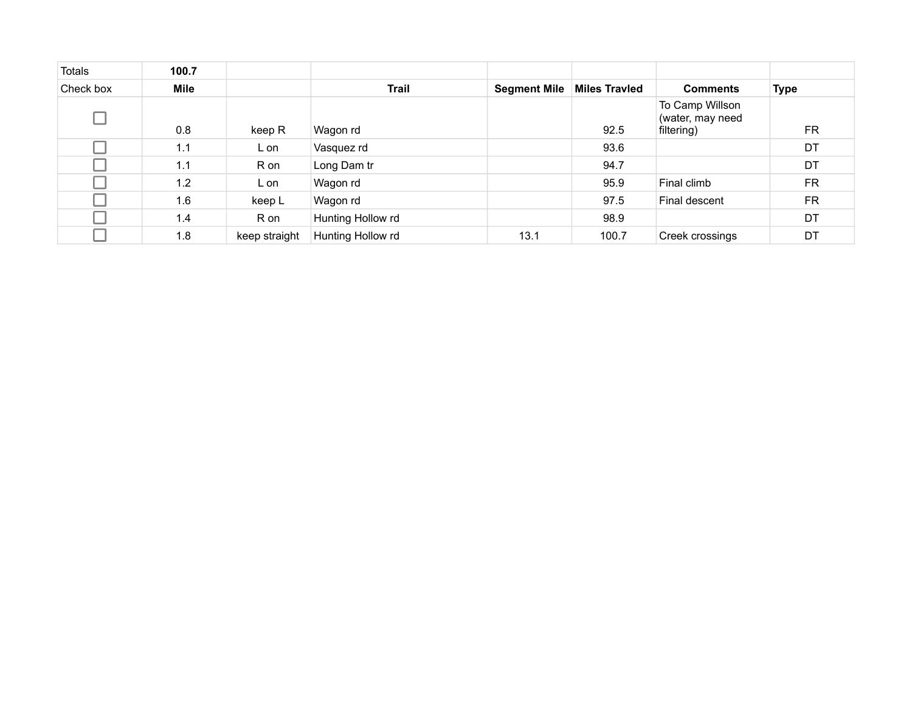| Totals | **100.7** | | | | | | |
|---|---|---|---|---|---|---|---|
| Check box | **Mile** | | **Trail** | **Segment Mile** | **Miles Travled** | **Comments** | **Type** |
| ☐ | 0.8 | keep R | Wagon rd | | 92.5 | To Camp Willson (water, may need filtering) | FR |
| ☐ | 1.1 | L on | Vasquez rd | | 93.6 | | DT |
| ☐ | 1.1 | R on | Long Dam tr | | 94.7 | | DT |
| ☐ | 1.2 | L on | Wagon rd | | 95.9 | Final climb | FR |
| ☐ | 1.6 | keep L | Wagon rd | | 97.5 | Final descent | FR |
| ☐ | 1.4 | R on | Hunting Hollow rd | | 98.9 | | DT |
| ☐ | 1.8 | keep straight | Hunting Hollow rd | 13.1 | 100.7 | Creek crossings | DT |